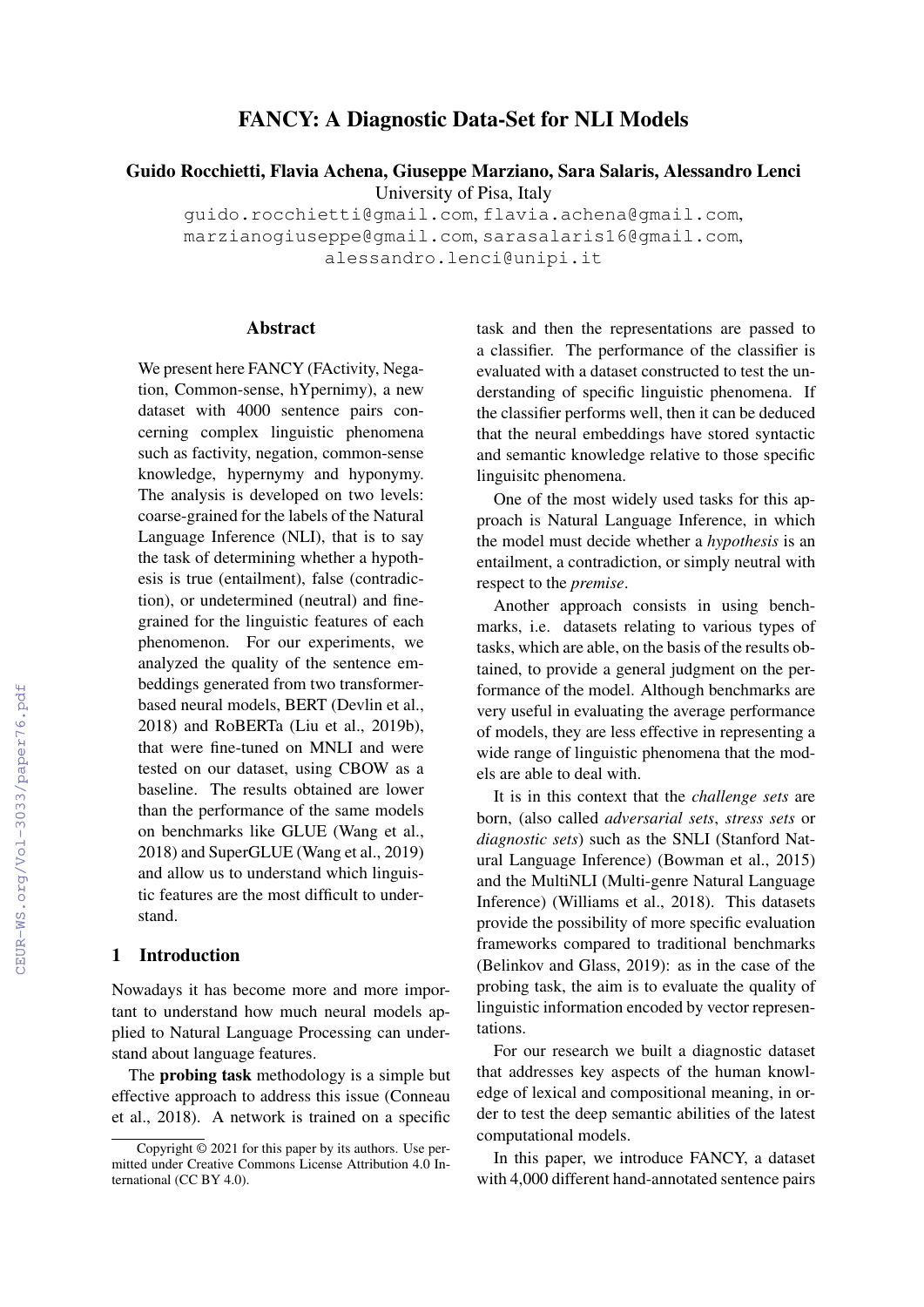# FANCY: A Diagnostic Data-Set for NLI Models

**Guido Rocchietti, Flavia Achena, Giuseppe Marziano, Sara Salaris, Alessandro Lenci**
University of Pisa, Italy
guido.rocchietti@gmail.com, flavia.achena@gmail.com, marzianogiuseppe@gmail.com, sarasalaris16@gmail.com, alessandro.lenci@unipi.it

## Abstract

We present here FANCY (FActivity, Negation, Common-sense, hYpernimy), a new dataset with 4000 sentence pairs concerning complex linguistic phenomena such as factivity, negation, common-sense knowledge, hypernymy and hyponymy. The analysis is developed on two levels: coarse-grained for the labels of the Natural Language Inference (NLI), that is to say the task of determining whether a hypothesis is true (entailment), false (contradiction), or undetermined (neutral) and fine-grained for the linguistic features of each phenomenon. For our experiments, we analyzed the quality of the sentence embeddings generated from two transformer-based neural models, BERT (Devlin et al., 2018) and RoBERTa (Liu et al., 2019b), that were fine-tuned on MNLI and were tested on our dataset, using CBOW as a baseline. The results obtained are lower than the performance of the same models on benchmarks like GLUE (Wang et al., 2018) and SuperGLUE (Wang et al., 2019) and allow us to understand which linguistic features are the most difficult to understand.

## 1 Introduction

Nowadays it has become more and more important to understand how much neural models applied to Natural Language Processing can understand about language features.

The **probing task** methodology is a simple but effective approach to address this issue (Conneau et al., 2018). A network is trained on a specific task and then the representations are passed to a classifier. The performance of the classifier is evaluated with a dataset constructed to test the understanding of specific linguistic phenomena. If the classifier performs well, then it can be deduced that the neural embeddings have stored syntactic and semantic knowledge relative to those specific linguisitc phenomena.

One of the most widely used tasks for this approach is Natural Language Inference, in which the model must decide whether a *hypothesis* is an entailment, a contradiction, or simply neutral with respect to the *premise*.

Another approach consists in using benchmarks, i.e. datasets relating to various types of tasks, which are able, on the basis of the results obtained, to provide a general judgment on the performance of the model. Although benchmarks are very useful in evaluating the average performance of models, they are less effective in representing a wide range of linguistic phenomena that the models are able to deal with.

It is in this context that the *challenge sets* are born, (also called *adversarial sets*, *stress sets* or *diagnostic sets*) such as the SNLI (Stanford Natural Language Inference) (Bowman et al., 2015) and the MultiNLI (Multi-genre Natural Language Inference) (Williams et al., 2018). This datasets provide the possibility of more specific evaluation frameworks compared to traditional benchmarks (Belinkov and Glass, 2019): as in the case of the probing task, the aim is to evaluate the quality of linguistic information encoded by vector representations.

For our research we built a diagnostic dataset that addresses key aspects of the human knowledge of lexical and compositional meaning, in order to test the deep semantic abilities of the latest computational models.

In this paper, we introduce FANCY, a dataset with 4,000 different hand-annotated sentence pairs

Copyright © 2021 for this paper by its authors. Use permitted under Creative Commons License Attribution 4.0 International (CC BY 4.0).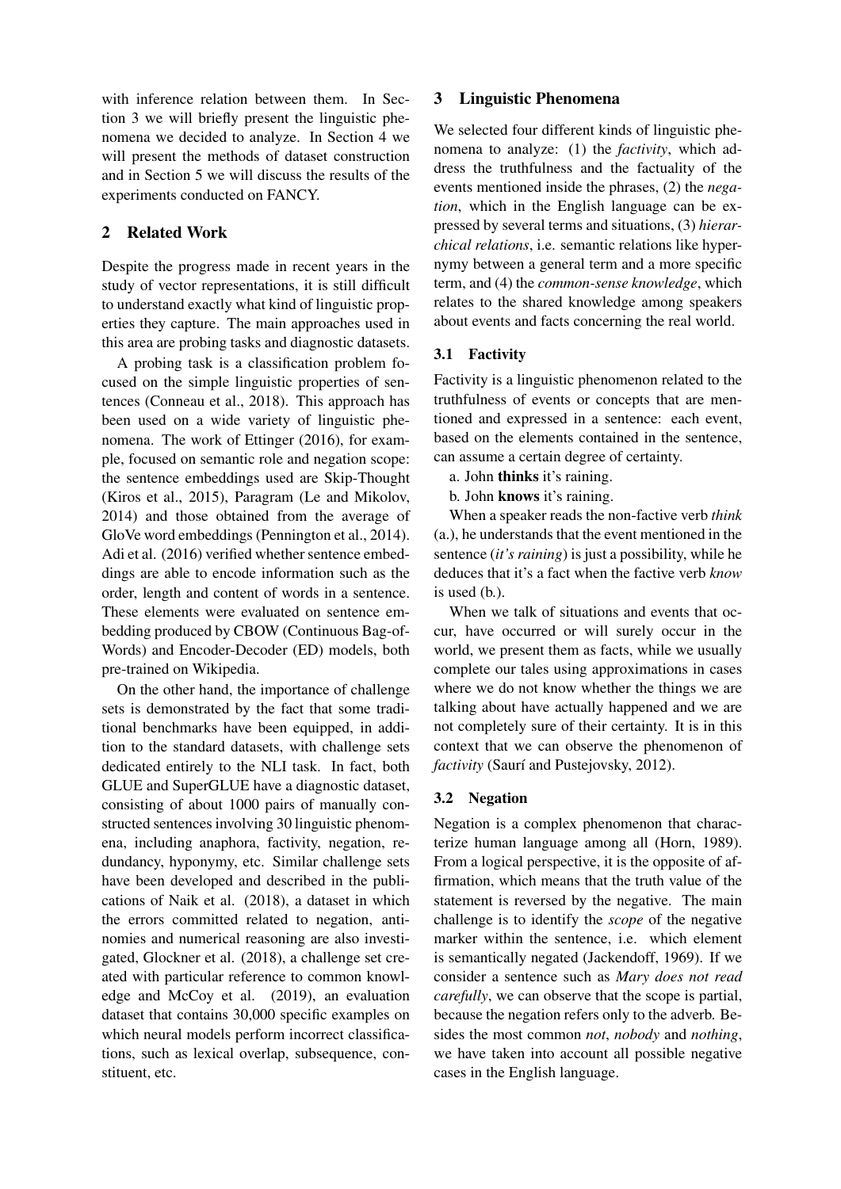with inference relation between them. In Section 3 we will briefly present the linguistic phenomena we decided to analyze. In Section 4 we will present the methods of dataset construction and in Section 5 we will discuss the results of the experiments conducted on FANCY.

## 2 Related Work

Despite the progress made in recent years in the study of vector representations, it is still difficult to understand exactly what kind of linguistic properties they capture. The main approaches used in this area are probing tasks and diagnostic datasets.

A probing task is a classification problem focused on the simple linguistic properties of sentences (Conneau et al., 2018). This approach has been used on a wide variety of linguistic phenomena. The work of Ettinger (2016), for example, focused on semantic role and negation scope: the sentence embeddings used are Skip-Thought (Kiros et al., 2015), Paragram (Le and Mikolov, 2014) and those obtained from the average of GloVe word embeddings (Pennington et al., 2014). Adi et al. (2016) verified whether sentence embeddings are able to encode information such as the order, length and content of words in a sentence. These elements were evaluated on sentence embedding produced by CBOW (Continuous Bag-of-Words) and Encoder-Decoder (ED) models, both pre-trained on Wikipedia.

On the other hand, the importance of challenge sets is demonstrated by the fact that some traditional benchmarks have been equipped, in addition to the standard datasets, with challenge sets dedicated entirely to the NLI task. In fact, both GLUE and SuperGLUE have a diagnostic dataset, consisting of about 1000 pairs of manually constructed sentences involving 30 linguistic phenomena, including anaphora, factivity, negation, redundancy, hyponymy, etc. Similar challenge sets have been developed and described in the publications of Naik et al. (2018), a dataset in which the errors committed related to negation, antinomies and numerical reasoning are also investigated, Glockner et al. (2018), a challenge set created with particular reference to common knowledge and McCoy et al. (2019), an evaluation dataset that contains 30,000 specific examples on which neural models perform incorrect classifications, such as lexical overlap, subsequence, constituent, etc.

## 3 Linguistic Phenomena

We selected four different kinds of linguistic phenomena to analyze: (1) the *factivity*, which address the truthfulness and the factuality of the events mentioned inside the phrases, (2) the *negation*, which in the English language can be expressed by several terms and situations, (3) *hierarchical relations*, i.e. semantic relations like hypernymy between a general term and a more specific term, and (4) the *common-sense knowledge*, which relates to the shared knowledge among speakers about events and facts concerning the real world.

### 3.1 Factivity

Factivity is a linguistic phenomenon related to the truthfulness of events or concepts that are mentioned and expressed in a sentence: each event, based on the elements contained in the sentence, can assume a certain degree of certainty.

a. John **thinks** it's raining.

b. John **knows** it's raining.

When a speaker reads the non-factive verb *think* (a.), he understands that the event mentioned in the sentence (*it's raining*) is just a possibility, while he deduces that it's a fact when the factive verb *know* is used (b.).

When we talk of situations and events that occur, have occurred or will surely occur in the world, we present them as facts, while we usually complete our tales using approximations in cases where we do not know whether the things we are talking about have actually happened and we are not completely sure of their certainty. It is in this context that we can observe the phenomenon of *factivity* (Saurí and Pustejovsky, 2012).

### 3.2 Negation

Negation is a complex phenomenon that characterize human language among all (Horn, 1989). From a logical perspective, it is the opposite of affirmation, which means that the truth value of the statement is reversed by the negative. The main challenge is to identify the *scope* of the negative marker within the sentence, i.e. which element is semantically negated (Jackendoff, 1969). If we consider a sentence such as *Mary does not read carefully*, we can observe that the scope is partial, because the negation refers only to the adverb. Besides the most common *not*, *nobody* and *nothing*, we have taken into account all possible negative cases in the English language.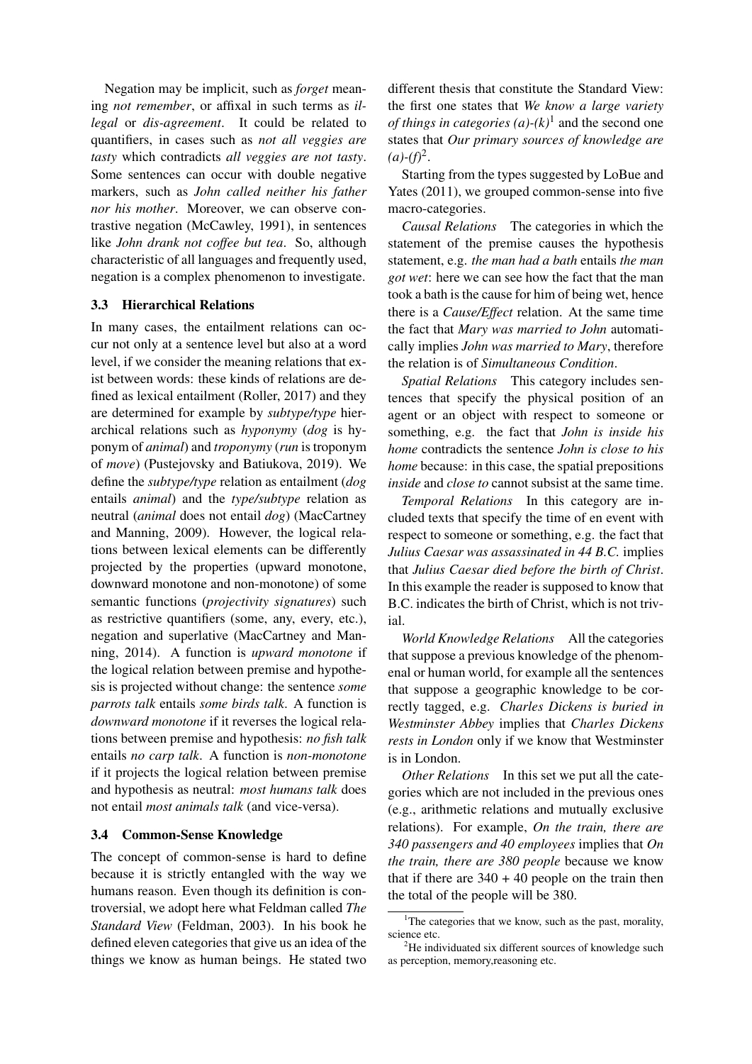Negation may be implicit, such as *forget* meaning *not remember*, or affixal in such terms as *illegal* or *dis-agreement*. It could be related to quantifiers, in cases such as *not all veggies are tasty* which contradicts *all veggies are not tasty*. Some sentences can occur with double negative markers, such as *John called neither his father nor his mother*. Moreover, we can observe contrastive negation (McCawley, 1991), in sentences like *John drank not coffee but tea*. So, although characteristic of all languages and frequently used, negation is a complex phenomenon to investigate.

### 3.3 Hierarchical Relations

In many cases, the entailment relations can occur not only at a sentence level but also at a word level, if we consider the meaning relations that exist between words: these kinds of relations are defined as lexical entailment (Roller, 2017) and they are determined for example by *subtype/type* hierarchical relations such as *hyponymy* (*dog* is hyponym of *animal*) and *troponymy* (*run* is troponym of *move*) (Pustejovsky and Batiukova, 2019). We define the *subtype/type* relation as entailment (*dog* entails *animal*) and the *type/subtype* relation as neutral (*animal* does not entail *dog*) (MacCartney and Manning, 2009). However, the logical relations between lexical elements can be differently projected by the properties (upward monotone, downward monotone and non-monotone) of some semantic functions (*projectivity signatures*) such as restrictive quantifiers (some, any, every, etc.), negation and superlative (MacCartney and Manning, 2014). A function is *upward monotone* if the logical relation between premise and hypothesis is projected without change: the sentence *some parrots talk* entails *some birds talk*. A function is *downward monotone* if it reverses the logical relations between premise and hypothesis: *no fish talk* entails *no carp talk*. A function is *non-monotone* if it projects the logical relation between premise and hypothesis as neutral: *most humans talk* does not entail *most animals talk* (and vice-versa).

### 3.4 Common-Sense Knowledge

The concept of common-sense is hard to define because it is strictly entangled with the way we humans reason. Even though its definition is controversial, we adopt here what Feldman called *The Standard View* (Feldman, 2003). In his book he defined eleven categories that give us an idea of the things we know as human beings. He stated two different thesis that constitute the Standard View: the first one states that *We know a large variety of things in categories (a)-(k)*[1] and the second one states that *Our primary sources of knowledge are (a)-(f)*[2].

Starting from the types suggested by LoBue and Yates (2011), we grouped common-sense into five macro-categories.

*Causal Relations* The categories in which the statement of the premise causes the hypothesis statement, e.g. *the man had a bath* entails *the man got wet*: here we can see how the fact that the man took a bath is the cause for him of being wet, hence there is a *Cause/Effect* relation. At the same time the fact that *Mary was married to John* automatically implies *John was married to Mary*, therefore the relation is of *Simultaneous Condition*.

*Spatial Relations* This category includes sentences that specify the physical position of an agent or an object with respect to someone or something, e.g. the fact that *John is inside his home* contradicts the sentence *John is close to his home* because: in this case, the spatial prepositions *inside* and *close to* cannot subsist at the same time.

*Temporal Relations* In this category are included texts that specify the time of en event with respect to someone or something, e.g. the fact that *Julius Caesar was assassinated in 44 B.C.* implies that *Julius Caesar died before the birth of Christ*. In this example the reader is supposed to know that B.C. indicates the birth of Christ, which is not trivial.

*World Knowledge Relations* All the categories that suppose a previous knowledge of the phenomenal or human world, for example all the sentences that suppose a geographic knowledge to be correctly tagged, e.g. *Charles Dickens is buried in Westminster Abbey* implies that *Charles Dickens rests in London* only if we know that Westminster is in London.

*Other Relations* In this set we put all the categories which are not included in the previous ones (e.g., arithmetic relations and mutually exclusive relations). For example, *On the train, there are 340 passengers and 40 employees* implies that *On the train, there are 380 people* because we know that if there are 340 + 40 people on the train then the total of the people will be 380.

---

[1] The categories that we know, such as the past, morality, science etc.

[2] He individuated six different sources of knowledge such as perception, memory,reasoning etc.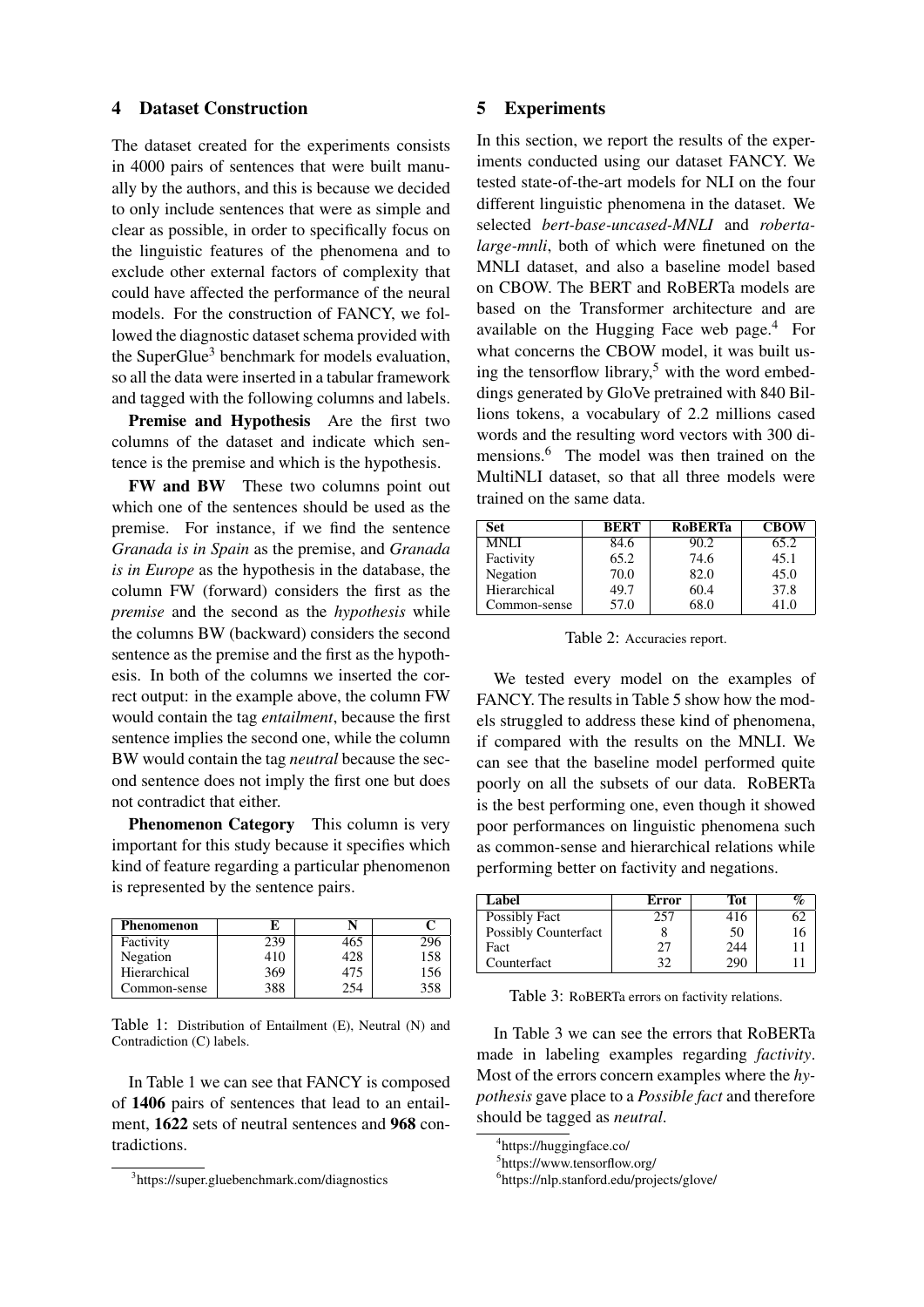## 4 Dataset Construction

The dataset created for the experiments consists in 4000 pairs of sentences that were built manually by the authors, and this is because we decided to only include sentences that were as simple and clear as possible, in order to specifically focus on the linguistic features of the phenomena and to exclude other external factors of complexity that could have affected the performance of the neural models. For the construction of FANCY, we followed the diagnostic dataset schema provided with the SuperGlue[3] benchmark for models evaluation, so all the data were inserted in a tabular framework and tagged with the following columns and labels.

**Premise and Hypothesis** Are the first two columns of the dataset and indicate which sentence is the premise and which is the hypothesis.

**FW and BW** These two columns point out which one of the sentences should be used as the premise. For instance, if we find the sentence *Granada is in Spain* as the premise, and *Granada is in Europe* as the hypothesis in the database, the column FW (forward) considers the first as the *premise* and the second as the *hypothesis* while the columns BW (backward) considers the second sentence as the premise and the first as the hypothesis. In both of the columns we inserted the correct output: in the example above, the column FW would contain the tag *entailment*, because the first sentence implies the second one, while the column BW would contain the tag *neutral* because the second sentence does not imply the first one but does not contradict that either.

**Phenomenon Category** This column is very important for this study because it specifies which kind of feature regarding a particular phenomenon is represented by the sentence pairs.

| Phenomenon | E | N | C |
|---|---|---|---|
| Factivity | 239 | 465 | 296 |
| Negation | 410 | 428 | 158 |
| Hierarchical | 369 | 475 | 156 |
| Common-sense | 388 | 254 | 358 |

Table 1: Distribution of Entailment (E), Neutral (N) and Contradiction (C) labels.

In Table 1 we can see that FANCY is composed of **1406** pairs of sentences that lead to an entailment, **1622** sets of neutral sentences and **968** contradictions.

[3]https://super.gluebenchmark.com/diagnostics

## 5 Experiments

In this section, we report the results of the experiments conducted using our dataset FANCY. We tested state-of-the-art models for NLI on the four different linguistic phenomena in the dataset. We selected *bert-base-uncased-MNLI* and *roberta-large-mnli*, both of which were finetuned on the MNLI dataset, and also a baseline model based on CBOW. The BERT and RoBERTa models are based on the Transformer architecture and are available on the Hugging Face web page.[4] For what concerns the CBOW model, it was built using the tensorflow library,[5] with the word embeddings generated by GloVe pretrained with 840 Billions tokens, a vocabulary of 2.2 millions cased words and the resulting word vectors with 300 dimensions.[6] The model was then trained on the MultiNLI dataset, so that all three models were trained on the same data.

| Set | BERT | RoBERTa | CBOW |
|---|---|---|---|
| MNLI | 84.6 | 90.2 | 65.2 |
| Factivity | 65.2 | 74.6 | 45.1 |
| Negation | 70.0 | 82.0 | 45.0 |
| Hierarchical | 49.7 | 60.4 | 37.8 |
| Common-sense | 57.0 | 68.0 | 41.0 |

Table 2: Accuracies report.

We tested every model on the examples of FANCY. The results in Table 5 show how the models struggled to address these kind of phenomena, if compared with the results on the MNLI. We can see that the baseline model performed quite poorly on all the subsets of our data. RoBERTa is the best performing one, even though it showed poor performances on linguistic phenomena such as common-sense and hierarchical relations while performing better on factivity and negations.

| Label | Error | Tot | % |
|---|---|---|---|
| Possibly Fact | 257 | 416 | 62 |
| Possibly Counterfact | 8 | 50 | 16 |
| Fact | 27 | 244 | 11 |
| Counterfact | 32 | 290 | 11 |

Table 3: RoBERTa errors on factivity relations.

In Table 3 we can see the errors that RoBERTa made in labeling examples regarding *factivity*. Most of the errors concern examples where the *hypothesis* gave place to a *Possible fact* and therefore should be tagged as *neutral*.

[4]https://huggingface.co/

[5]https://www.tensorflow.org/

[6]https://nlp.stanford.edu/projects/glove/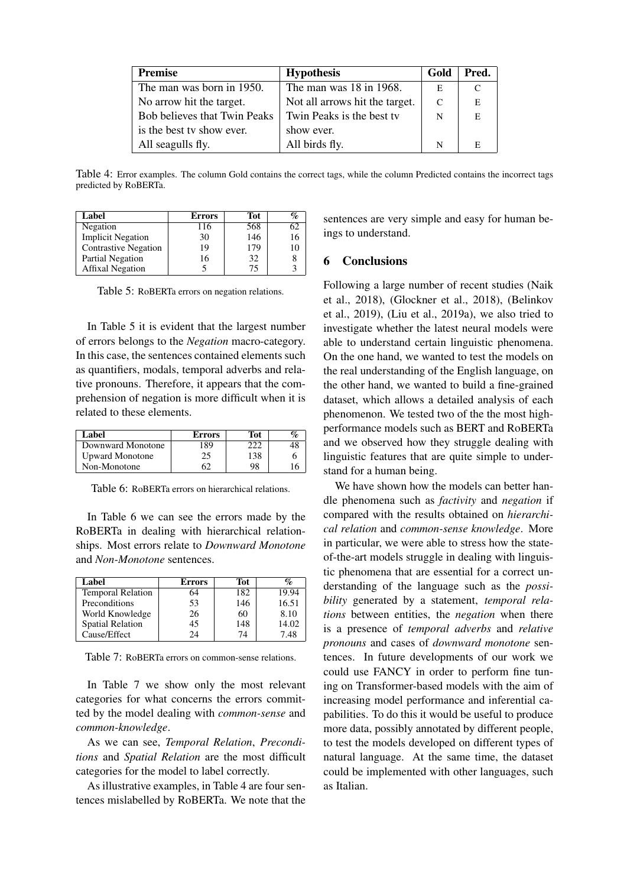| Premise | Hypothesis | Gold | Pred. |
|---|---|---|---|
| The man was born in 1950. | The man was 18 in 1968. | E | C |
| No arrow hit the target. | Not all arrows hit the target. | C | E |
| Bob believes that Twin Peaks is the best tv show ever. | Twin Peaks is the best tv show ever. | N | E |
| All seagulls fly. | All birds fly. | N | E |

Table 4: Error examples. The column Gold contains the correct tags, while the column Predicted contains the incorrect tags predicted by RoBERTa.

| Label | Errors | Tot | % |
|---|---|---|---|
| Negation | 116 | 568 | 62 |
| Implicit Negation | 30 | 146 | 16 |
| Contrastive Negation | 19 | 179 | 10 |
| Partial Negation | 16 | 32 | 8 |
| Affixal Negation | 5 | 75 | 3 |

Table 5: RoBERTa errors on negation relations.

In Table 5 it is evident that the largest number of errors belongs to the *Negation* macro-category. In this case, the sentences contained elements such as quantifiers, modals, temporal adverbs and relative pronouns. Therefore, it appears that the comprehension of negation is more difficult when it is related to these elements.

| Label | Errors | Tot | % |
|---|---|---|---|
| Downward Monotone | 189 | 222 | 48 |
| Upward Monotone | 25 | 138 | 6 |
| Non-Monotone | 62 | 98 | 16 |

Table 6: RoBERTa errors on hierarchical relations.

In Table 6 we can see the errors made by the RoBERTa in dealing with hierarchical relationships. Most errors relate to *Downward Monotone* and *Non-Monotone* sentences.

| Label | Errors | Tot | % |
|---|---|---|---|
| Temporal Relation | 64 | 182 | 19.94 |
| Preconditions | 53 | 146 | 16.51 |
| World Knowledge | 26 | 60 | 8.10 |
| Spatial Relation | 45 | 148 | 14.02 |
| Cause/Effect | 24 | 74 | 7.48 |

Table 7: RoBERTa errors on common-sense relations.

In Table 7 we show only the most relevant categories for what concerns the errors committed by the model dealing with *common-sense* and *common-knowledge*.

As we can see, *Temporal Relation*, *Preconditions* and *Spatial Relation* are the most difficult categories for the model to label correctly.

As illustrative examples, in Table 4 are four sentences mislabelled by RoBERTa. We note that the sentences are very simple and easy for human beings to understand.

## 6 Conclusions

Following a large number of recent studies (Naik et al., 2018), (Glockner et al., 2018), (Belinkov et al., 2019), (Liu et al., 2019a), we also tried to investigate whether the latest neural models were able to understand certain linguistic phenomena. On the one hand, we wanted to test the models on the real understanding of the English language, on the other hand, we wanted to build a fine-grained dataset, which allows a detailed analysis of each phenomenon. We tested two of the the most high-performance models such as BERT and RoBERTa and we observed how they struggle dealing with linguistic features that are quite simple to understand for a human being.

We have shown how the models can better handle phenomena such as *factivity* and *negation* if compared with the results obtained on *hierarchical relation* and *common-sense knowledge*. More in particular, we were able to stress how the state-of-the-art models struggle in dealing with linguistic phenomena that are essential for a correct understanding of the language such as the *possibility* generated by a statement, *temporal relations* between entities, the *negation* when there is a presence of *temporal adverbs* and *relative pronouns* and cases of *downward monotone* sentences. In future developments of our work we could use FANCY in order to perform fine tuning on Transformer-based models with the aim of increasing model performance and inferential capabilities. To do this it would be useful to produce more data, possibly annotated by different people, to test the models developed on different types of natural language. At the same time, the dataset could be implemented with other languages, such as Italian.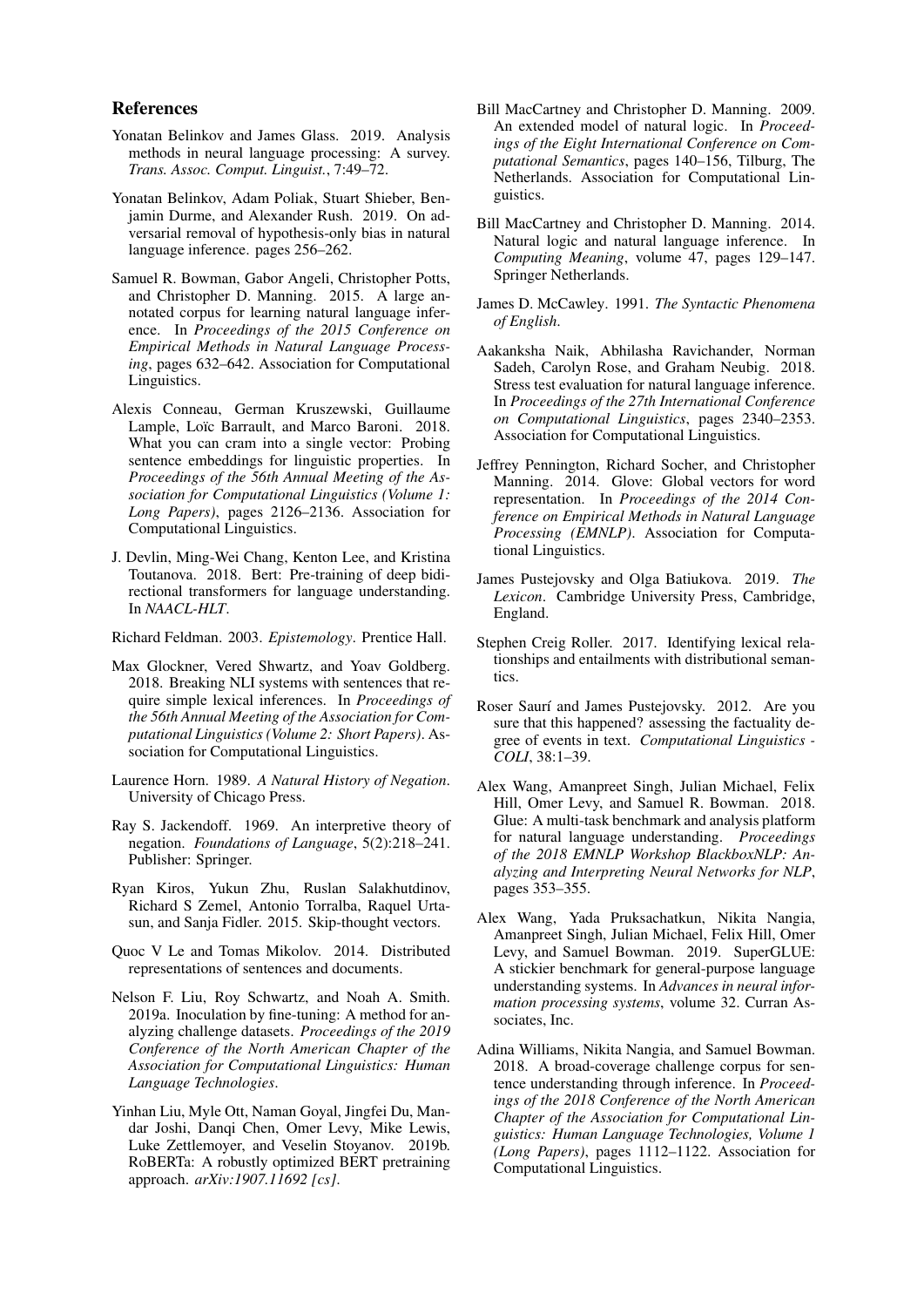## References

Yonatan Belinkov and James Glass. 2019. Analysis methods in neural language processing: A survey. *Trans. Assoc. Comput. Linguist.*, 7:49–72.

Yonatan Belinkov, Adam Poliak, Stuart Shieber, Benjamin Durme, and Alexander Rush. 2019. On adversarial removal of hypothesis-only bias in natural language inference. pages 256–262.

Samuel R. Bowman, Gabor Angeli, Christopher Potts, and Christopher D. Manning. 2015. A large annotated corpus for learning natural language inference. In *Proceedings of the 2015 Conference on Empirical Methods in Natural Language Processing*, pages 632–642. Association for Computational Linguistics.

Alexis Conneau, German Kruszewski, Guillaume Lample, Loïc Barrault, and Marco Baroni. 2018. What you can cram into a single vector: Probing sentence embeddings for linguistic properties. In *Proceedings of the 56th Annual Meeting of the Association for Computational Linguistics (Volume 1: Long Papers)*, pages 2126–2136. Association for Computational Linguistics.

J. Devlin, Ming-Wei Chang, Kenton Lee, and Kristina Toutanova. 2018. Bert: Pre-training of deep bidirectional transformers for language understanding. In *NAACL-HLT*.

Richard Feldman. 2003. *Epistemology*. Prentice Hall.

Max Glockner, Vered Shwartz, and Yoav Goldberg. 2018. Breaking NLI systems with sentences that require simple lexical inferences. In *Proceedings of the 56th Annual Meeting of the Association for Computational Linguistics (Volume 2: Short Papers)*. Association for Computational Linguistics.

Laurence Horn. 1989. *A Natural History of Negation*. University of Chicago Press.

Ray S. Jackendoff. 1969. An interpretive theory of negation. *Foundations of Language*, 5(2):218–241. Publisher: Springer.

Ryan Kiros, Yukun Zhu, Ruslan Salakhutdinov, Richard S Zemel, Antonio Torralba, Raquel Urtasun, and Sanja Fidler. 2015. Skip-thought vectors.

Quoc V Le and Tomas Mikolov. 2014. Distributed representations of sentences and documents.

Nelson F. Liu, Roy Schwartz, and Noah A. Smith. 2019a. Inoculation by fine-tuning: A method for analyzing challenge datasets. *Proceedings of the 2019 Conference of the North American Chapter of the Association for Computational Linguistics: Human Language Technologies*.

Yinhan Liu, Myle Ott, Naman Goyal, Jingfei Du, Mandar Joshi, Danqi Chen, Omer Levy, Mike Lewis, Luke Zettlemoyer, and Veselin Stoyanov. 2019b. RoBERTa: A robustly optimized BERT pretraining approach. *arXiv:1907.11692 [cs]*.

Bill MacCartney and Christopher D. Manning. 2009. An extended model of natural logic. In *Proceedings of the Eight International Conference on Computational Semantics*, pages 140–156, Tilburg, The Netherlands. Association for Computational Linguistics.

Bill MacCartney and Christopher D. Manning. 2014. Natural logic and natural language inference. In *Computing Meaning*, volume 47, pages 129–147. Springer Netherlands.

James D. McCawley. 1991. *The Syntactic Phenomena of English*.

Aakanksha Naik, Abhilasha Ravichander, Norman Sadeh, Carolyn Rose, and Graham Neubig. 2018. Stress test evaluation for natural language inference. In *Proceedings of the 27th International Conference on Computational Linguistics*, pages 2340–2353. Association for Computational Linguistics.

Jeffrey Pennington, Richard Socher, and Christopher Manning. 2014. Glove: Global vectors for word representation. In *Proceedings of the 2014 Conference on Empirical Methods in Natural Language Processing (EMNLP)*. Association for Computational Linguistics.

James Pustejovsky and Olga Batiukova. 2019. *The Lexicon*. Cambridge University Press, Cambridge, England.

Stephen Creig Roller. 2017. Identifying lexical relationships and entailments with distributional semantics.

Roser Saurí and James Pustejovsky. 2012. Are you sure that this happened? assessing the factuality degree of events in text. *Computational Linguistics - COLI*, 38:1–39.

Alex Wang, Amanpreet Singh, Julian Michael, Felix Hill, Omer Levy, and Samuel R. Bowman. 2018. Glue: A multi-task benchmark and analysis platform for natural language understanding. *Proceedings of the 2018 EMNLP Workshop BlackboxNLP: Analyzing and Interpreting Neural Networks for NLP*, pages 353–355.

Alex Wang, Yada Pruksachatkun, Nikita Nangia, Amanpreet Singh, Julian Michael, Felix Hill, Omer Levy, and Samuel Bowman. 2019. SuperGLUE: A stickier benchmark for general-purpose language understanding systems. In *Advances in neural information processing systems*, volume 32. Curran Associates, Inc.

Adina Williams, Nikita Nangia, and Samuel Bowman. 2018. A broad-coverage challenge corpus for sentence understanding through inference. In *Proceedings of the 2018 Conference of the North American Chapter of the Association for Computational Linguistics: Human Language Technologies, Volume 1 (Long Papers)*, pages 1112–1122. Association for Computational Linguistics.